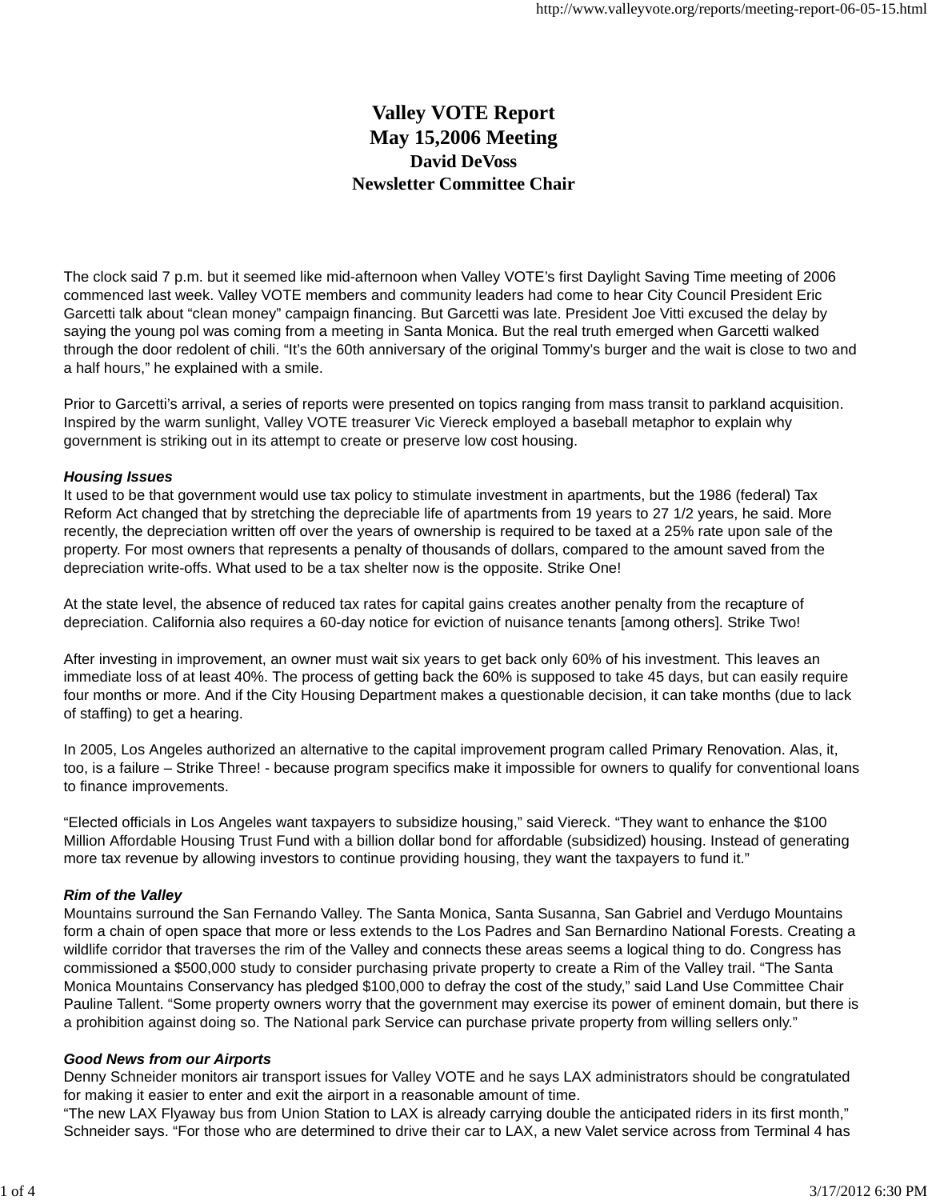# Valley VOTE Report
## May 15,2006 Meeting
### David DeVoss
### Newsletter Committee Chair

The clock said 7 p.m. but it seemed like mid-afternoon when Valley VOTE's first Daylight Saving Time meeting of 2006 commenced last week. Valley VOTE members and community leaders had come to hear City Council President Eric Garcetti talk about "clean money" campaign financing. But Garcetti was late. President Joe Vitti excused the delay by saying the young pol was coming from a meeting in Santa Monica. But the real truth emerged when Garcetti walked through the door redolent of chili. "It's the 60th anniversary of the original Tommy's burger and the wait is close to two and a half hours," he explained with a smile.

Prior to Garcetti's arrival, a series of reports were presented on topics ranging from mass transit to parkland acquisition. Inspired by the warm sunlight, Valley VOTE treasurer Vic Viereck employed a baseball metaphor to explain why government is striking out in its attempt to create or preserve low cost housing.

***Housing Issues***

It used to be that government would use tax policy to stimulate investment in apartments, but the 1986 (federal) Tax Reform Act changed that by stretching the depreciable life of apartments from 19 years to 27 1/2 years, he said. More recently, the depreciation written off over the years of ownership is required to be taxed at a 25% rate upon sale of the property. For most owners that represents a penalty of thousands of dollars, compared to the amount saved from the depreciation write-offs. What used to be a tax shelter now is the opposite. Strike One!

At the state level, the absence of reduced tax rates for capital gains creates another penalty from the recapture of depreciation. California also requires a 60-day notice for eviction of nuisance tenants [among others]. Strike Two!

After investing in improvement, an owner must wait six years to get back only 60% of his investment. This leaves an immediate loss of at least 40%. The process of getting back the 60% is supposed to take 45 days, but can easily require four months or more. And if the City Housing Department makes a questionable decision, it can take months (due to lack of staffing) to get a hearing.

In 2005, Los Angeles authorized an alternative to the capital improvement program called Primary Renovation. Alas, it, too, is a failure – Strike Three! - because program specifics make it impossible for owners to qualify for conventional loans to finance improvements.

"Elected officials in Los Angeles want taxpayers to subsidize housing," said Viereck. "They want to enhance the $100 Million Affordable Housing Trust Fund with a billion dollar bond for affordable (subsidized) housing. Instead of generating more tax revenue by allowing investors to continue providing housing, they want the taxpayers to fund it."

***Rim of the Valley***

Mountains surround the San Fernando Valley. The Santa Monica, Santa Susanna, San Gabriel and Verdugo Mountains form a chain of open space that more or less extends to the Los Padres and San Bernardino National Forests. Creating a wildlife corridor that traverses the rim of the Valley and connects these areas seems a logical thing to do. Congress has commissioned a $500,000 study to consider purchasing private property to create a Rim of the Valley trail. "The Santa Monica Mountains Conservancy has pledged $100,000 to defray the cost of the study," said Land Use Committee Chair Pauline Tallent. "Some property owners worry that the government may exercise its power of eminent domain, but there is a prohibition against doing so. The National park Service can purchase private property from willing sellers only."

***Good News from our Airports***

Denny Schneider monitors air transport issues for Valley VOTE and he says LAX administrators should be congratulated for making it easier to enter and exit the airport in a reasonable amount of time.

"The new LAX Flyaway bus from Union Station to LAX is already carrying double the anticipated riders in its first month," Schneider says. "For those who are determined to drive their car to LAX, a new Valet service across from Terminal 4 has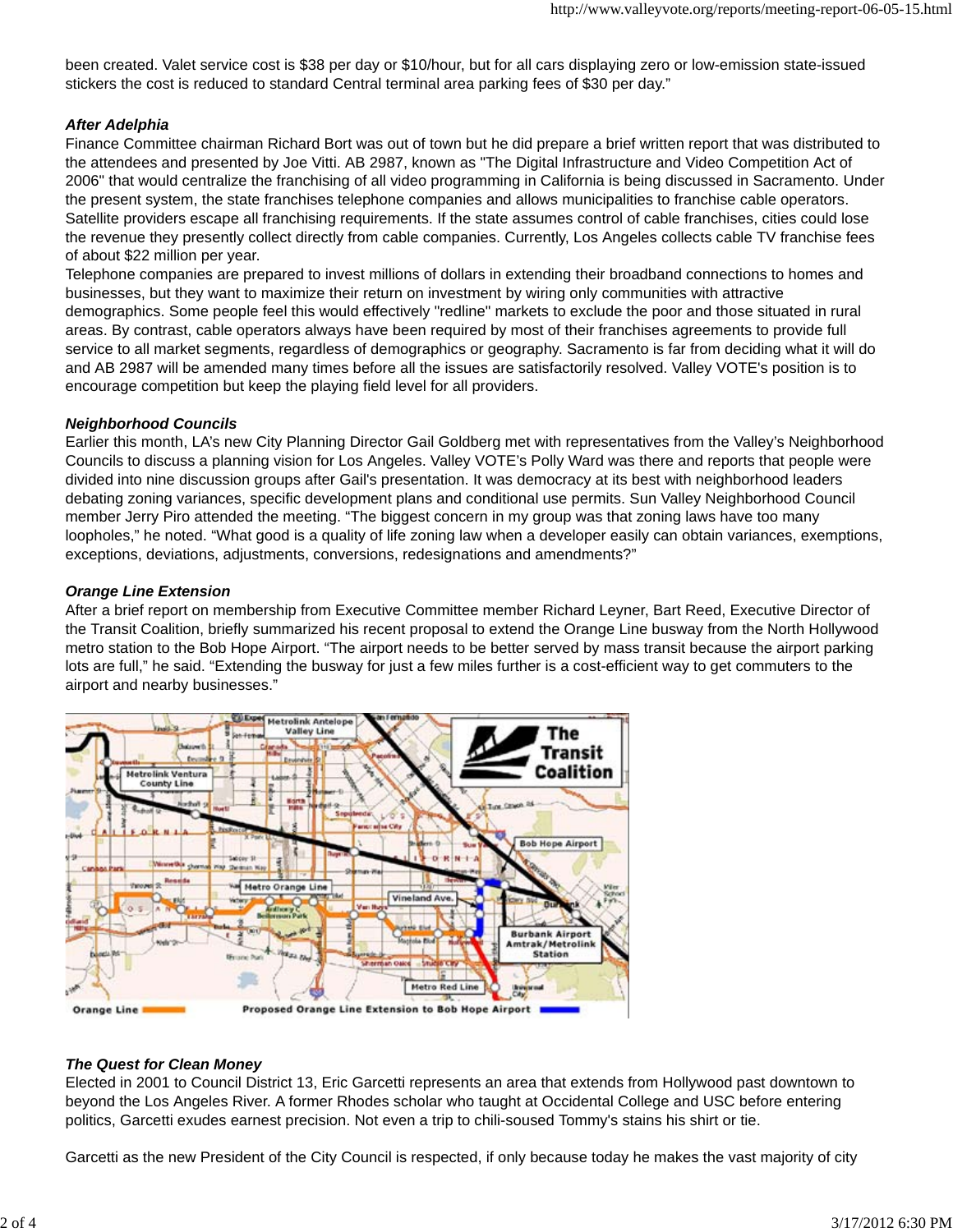been created. Valet service cost is $38 per day or $10/hour, but for all cars displaying zero or low-emission state-issued stickers the cost is reduced to standard Central terminal area parking fees of $30 per day."

***After Adelphia***

Finance Committee chairman Richard Bort was out of town but he did prepare a brief written report that was distributed to the attendees and presented by Joe Vitti. AB 2987, known as "The Digital Infrastructure and Video Competition Act of 2006" that would centralize the franchising of all video programming in California is being discussed in Sacramento. Under the present system, the state franchises telephone companies and allows municipalities to franchise cable operators. Satellite providers escape all franchising requirements. If the state assumes control of cable franchises, cities could lose the revenue they presently collect directly from cable companies. Currently, Los Angeles collects cable TV franchise fees of about $22 million per year.

Telephone companies are prepared to invest millions of dollars in extending their broadband connections to homes and businesses, but they want to maximize their return on investment by wiring only communities with attractive demographics. Some people feel this would effectively "redline" markets to exclude the poor and those situated in rural areas. By contrast, cable operators always have been required by most of their franchises agreements to provide full service to all market segments, regardless of demographics or geography. Sacramento is far from deciding what it will do and AB 2987 will be amended many times before all the issues are satisfactorily resolved. Valley VOTE's position is to encourage competition but keep the playing field level for all providers.

***Neighborhood Councils***

Earlier this month, LA's new City Planning Director Gail Goldberg met with representatives from the Valley's Neighborhood Councils to discuss a planning vision for Los Angeles. Valley VOTE's Polly Ward was there and reports that people were divided into nine discussion groups after Gail's presentation. It was democracy at its best with neighborhood leaders debating zoning variances, specific development plans and conditional use permits. Sun Valley Neighborhood Council member Jerry Piro attended the meeting. "The biggest concern in my group was that zoning laws have too many loopholes," he noted. "What good is a quality of life zoning law when a developer easily can obtain variances, exemptions, exceptions, deviations, adjustments, conversions, redesignations and amendments?"

***Orange Line Extension***

After a brief report on membership from Executive Committee member Richard Leyner, Bart Reed, Executive Director of the Transit Coalition, briefly summarized his recent proposal to extend the Orange Line busway from the North Hollywood metro station to the Bob Hope Airport. "The airport needs to be better served by mass transit because the airport parking lots are full," he said. "Extending the busway for just a few miles further is a cost-efficient way to get commuters to the airport and nearby businesses."

Orange Line — Proposed Orange Line Extension to Bob Hope Airport

***The Quest for Clean Money***

Elected in 2001 to Council District 13, Eric Garcetti represents an area that extends from Hollywood past downtown to beyond the Los Angeles River. A former Rhodes scholar who taught at Occidental College and USC before entering politics, Garcetti exudes earnest precision. Not even a trip to chili-soused Tommy's stains his shirt or tie.

Garcetti as the new President of the City Council is respected, if only because today he makes the vast majority of city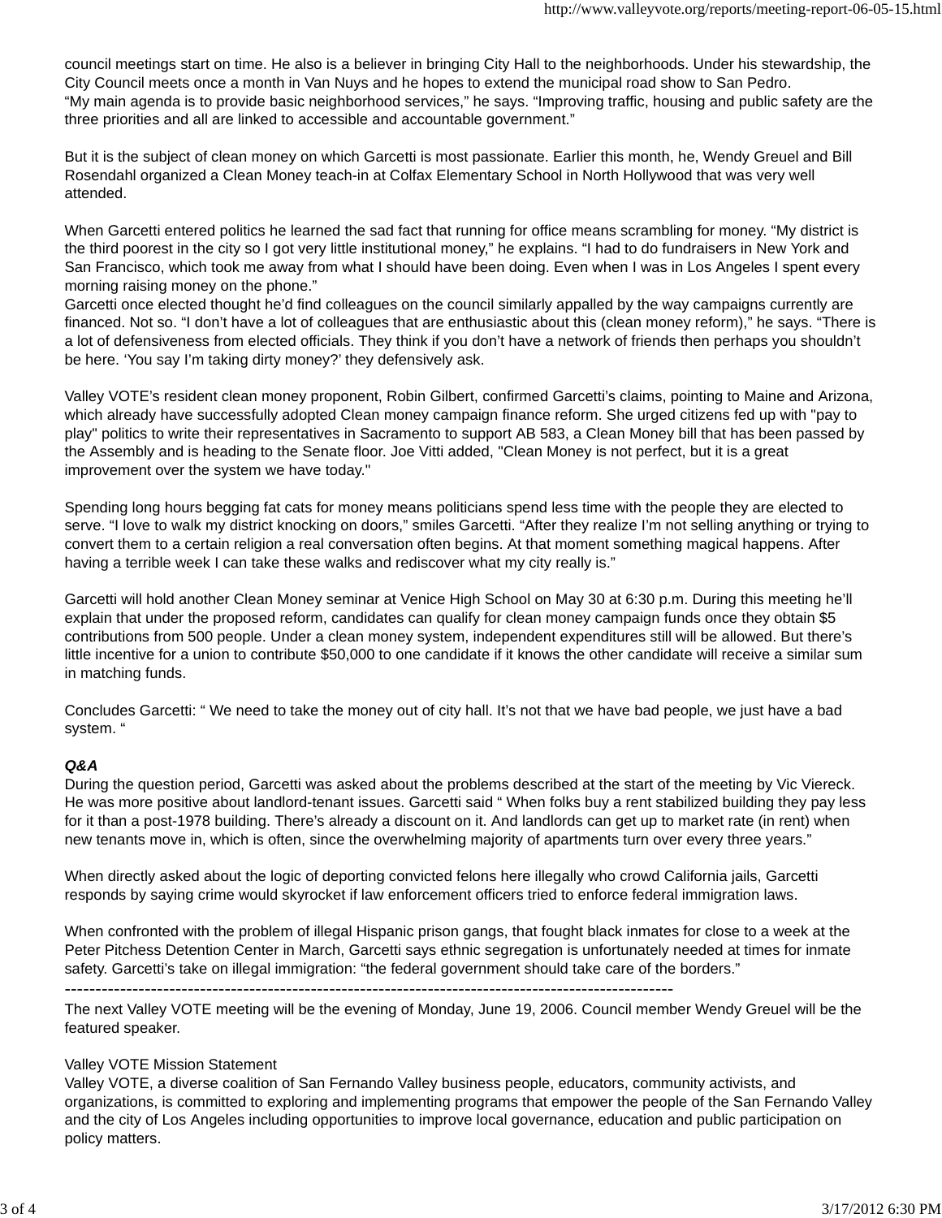council meetings start on time. He also is a believer in bringing City Hall to the neighborhoods. Under his stewardship, the City Council meets once a month in Van Nuys and he hopes to extend the municipal road show to San Pedro.
“My main agenda is to provide basic neighborhood services,” he says. “Improving traffic, housing and public safety are the three priorities and all are linked to accessible and accountable government.”

But it is the subject of clean money on which Garcetti is most passionate. Earlier this month, he, Wendy Greuel and Bill Rosendahl organized a Clean Money teach-in at Colfax Elementary School in North Hollywood that was very well attended.

When Garcetti entered politics he learned the sad fact that running for office means scrambling for money. “My district is the third poorest in the city so I got very little institutional money,” he explains. “I had to do fundraisers in New York and San Francisco, which took me away from what I should have been doing. Even when I was in Los Angeles I spent every morning raising money on the phone.”
Garcetti once elected thought he’d find colleagues on the council similarly appalled by the way campaigns currently are financed. Not so. “I don’t have a lot of colleagues that are enthusiastic about this (clean money reform),” he says. “There is a lot of defensiveness from elected officials. They think if you don’t have a network of friends then perhaps you shouldn’t be here. ‘You say I’m taking dirty money?’ they defensively ask.

Valley VOTE’s resident clean money proponent, Robin Gilbert, confirmed Garcetti’s claims, pointing to Maine and Arizona, which already have successfully adopted Clean money campaign finance reform. She urged citizens fed up with "pay to play" politics to write their representatives in Sacramento to support AB 583, a Clean Money bill that has been passed by the Assembly and is heading to the Senate floor. Joe Vitti added, "Clean Money is not perfect, but it is a great improvement over the system we have today."

Spending long hours begging fat cats for money means politicians spend less time with the people they are elected to serve. “I love to walk my district knocking on doors,” smiles Garcetti. “After they realize I’m not selling anything or trying to convert them to a certain religion a real conversation often begins. At that moment something magical happens. After having a terrible week I can take these walks and rediscover what my city really is.”

Garcetti will hold another Clean Money seminar at Venice High School on May 30 at 6:30 p.m. During this meeting he’ll explain that under the proposed reform, candidates can qualify for clean money campaign funds once they obtain $5 contributions from 500 people. Under a clean money system, independent expenditures still will be allowed. But there’s little incentive for a union to contribute $50,000 to one candidate if it knows the other candidate will receive a similar sum in matching funds.

Concludes Garcetti: “ We need to take the money out of city hall. It’s not that we have bad people, we just have a bad system. “

***Q&A***

During the question period, Garcetti was asked about the problems described at the start of the meeting by Vic Viereck. He was more positive about landlord-tenant issues. Garcetti said “ When folks buy a rent stabilized building they pay less for it than a post-1978 building. There’s already a discount on it. And landlords can get up to market rate (in rent) when new tenants move in, which is often, since the overwhelming majority of apartments turn over every three years.”

When directly asked about the logic of deporting convicted felons here illegally who crowd California jails, Garcetti responds by saying crime would skyrocket if law enforcement officers tried to enforce federal immigration laws.

When confronted with the problem of illegal Hispanic prison gangs, that fought black inmates for close to a week at the Peter Pitchess Detention Center in March, Garcetti says ethnic segregation is unfortunately needed at times for inmate safety. Garcetti’s take on illegal immigration: “the federal government should take care of the borders.”

---------------------------------------------------------------------------------------------------

The next Valley VOTE meeting will be the evening of Monday, June 19, 2006. Council member Wendy Greuel will be the featured speaker.

Valley VOTE Mission Statement
Valley VOTE, a diverse coalition of San Fernando Valley business people, educators, community activists, and organizations, is committed to exploring and implementing programs that empower the people of the San Fernando Valley and the city of Los Angeles including opportunities to improve local governance, education and public participation on policy matters.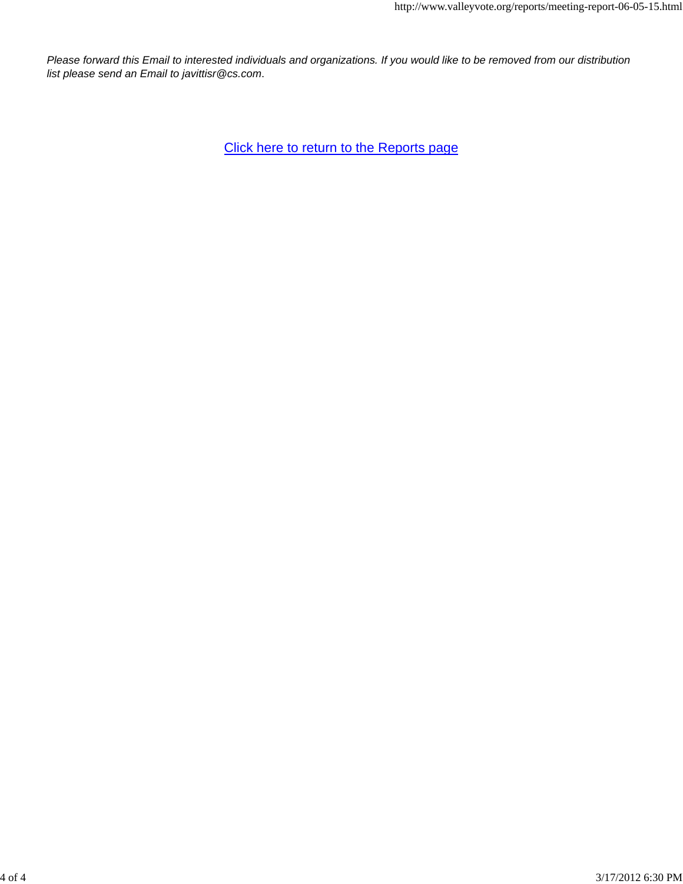*Please forward this Email to interested individuals and organizations. If you would like to be removed from our distribution list please send an Email to javittisr@cs.com.*

[Click here to return to the Reports page](http://www.valleyvote.org/reports/)